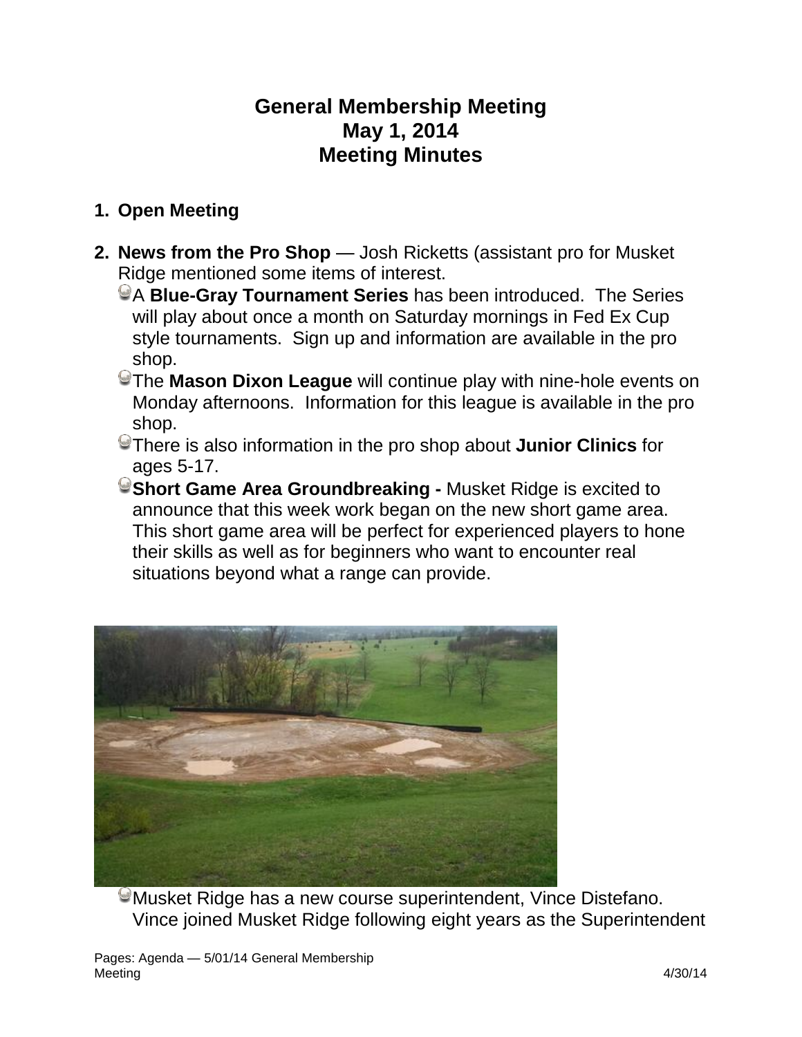# General Membership Meeting
# May 1, 2014
# Meeting Minutes

1. **Open Meeting**

2. **News from the Pro Shop** — Josh Ricketts (assistant pro for Musket Ridge mentioned some items of interest.
   - A **Blue-Gray Tournament Series** has been introduced. The Series will play about once a month on Saturday mornings in Fed Ex Cup style tournaments. Sign up and information are available in the pro shop.
   - The **Mason Dixon League** will continue play with nine-hole events on Monday afternoons. Information for this league is available in the pro shop.
   - There is also information in the pro shop about **Junior Clinics** for ages 5-17.
   - **Short Game Area Groundbreaking -** Musket Ridge is excited to announce that this week work began on the new short game area. This short game area will be perfect for experienced players to hone their skills as well as for beginners who want to encounter real situations beyond what a range can provide.
   - Musket Ridge has a new course superintendent, Vince Distefano. Vince joined Musket Ridge following eight years as the Superintendent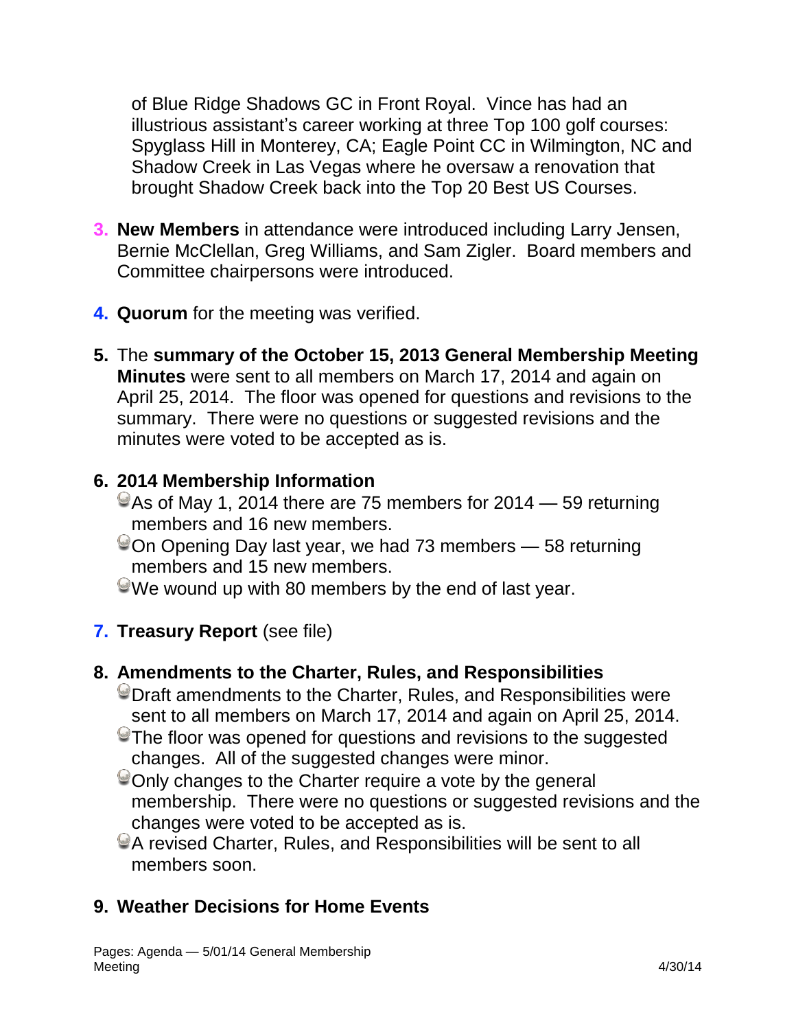of Blue Ridge Shadows GC in Front Royal. Vince has had an illustrious assistant's career working at three Top 100 golf courses: Spyglass Hill in Monterey, CA; Eagle Point CC in Wilmington, NC and Shadow Creek in Las Vegas where he oversaw a renovation that brought Shadow Creek back into the Top 20 Best US Courses.

3. **New Members** in attendance were introduced including Larry Jensen, Bernie McClellan, Greg Williams, and Sam Zigler. Board members and Committee chairpersons were introduced.

4. **Quorum** for the meeting was verified.

5. The **summary of the October 15, 2013 General Membership Meeting Minutes** were sent to all members on March 17, 2014 and again on April 25, 2014. The floor was opened for questions and revisions to the summary. There were no questions or suggested revisions and the minutes were voted to be accepted as is.

6. **2014 Membership Information**
   - As of May 1, 2014 there are 75 members for 2014 — 59 returning members and 16 new members.
   - On Opening Day last year, we had 73 members — 58 returning members and 15 new members.
   - We wound up with 80 members by the end of last year.

7. **Treasury Report** (see file)

8. **Amendments to the Charter, Rules, and Responsibilities**
   - Draft amendments to the Charter, Rules, and Responsibilities were sent to all members on March 17, 2014 and again on April 25, 2014.
   - The floor was opened for questions and revisions to the suggested changes. All of the suggested changes were minor.
   - Only changes to the Charter require a vote by the general membership. There were no questions or suggested revisions and the changes were voted to be accepted as is.
   - A revised Charter, Rules, and Responsibilities will be sent to all members soon.

9. **Weather Decisions for Home Events**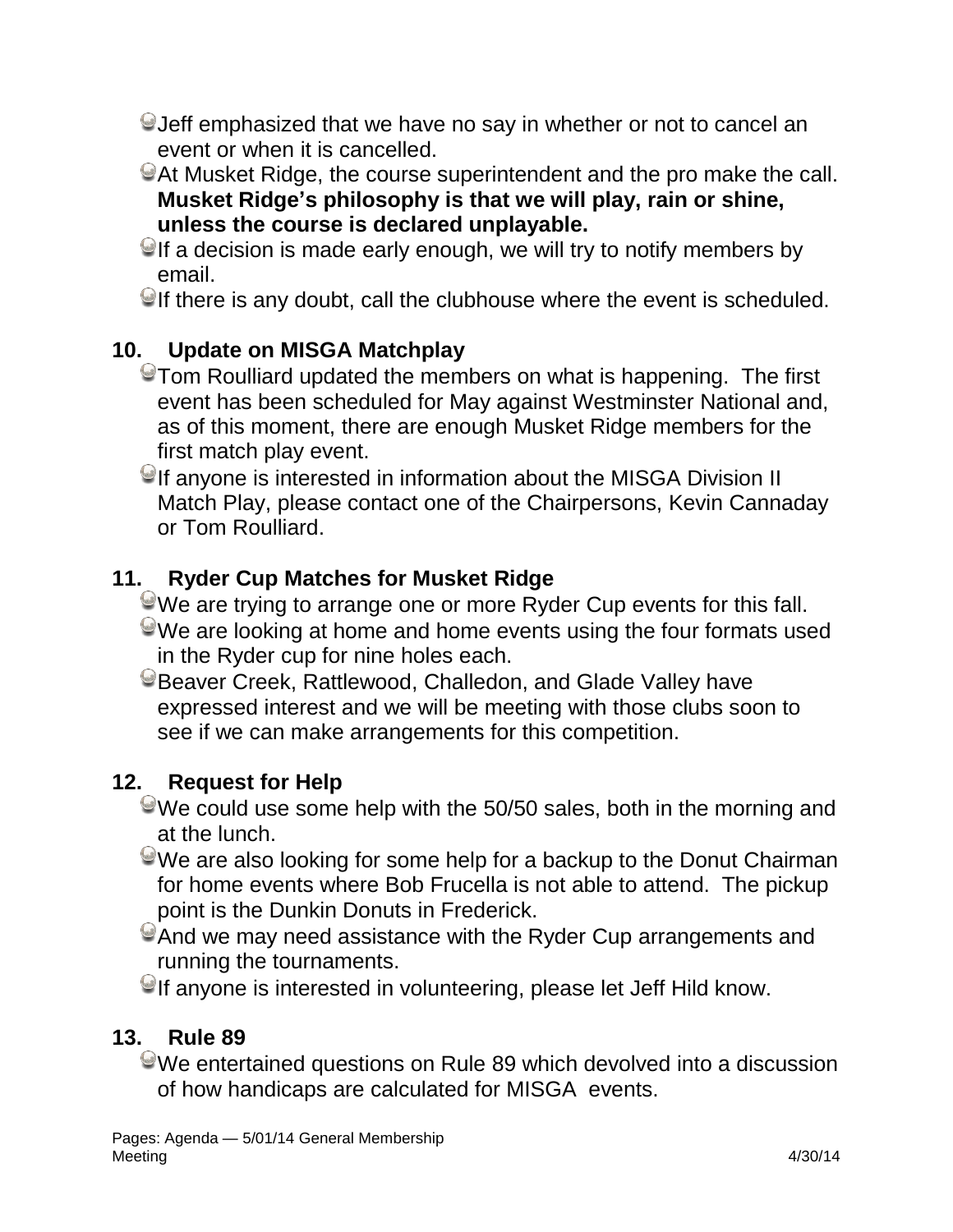- Jeff emphasized that we have no say in whether or not to cancel an event or when it is cancelled.
- At Musket Ridge, the course superintendent and the pro make the call. **Musket Ridge's philosophy is that we will play, rain or shine, unless the course is declared unplayable.**
- If a decision is made early enough, we will try to notify members by email.
- If there is any doubt, call the clubhouse where the event is scheduled.

## 10. Update on MISGA Matchplay

- Tom Roulliard updated the members on what is happening. The first event has been scheduled for May against Westminster National and, as of this moment, there are enough Musket Ridge members for the first match play event.
- If anyone is interested in information about the MISGA Division II Match Play, please contact one of the Chairpersons, Kevin Cannaday or Tom Roulliard.

## 11. Ryder Cup Matches for Musket Ridge

- We are trying to arrange one or more Ryder Cup events for this fall.
- We are looking at home and home events using the four formats used in the Ryder cup for nine holes each.
- Beaver Creek, Rattlewood, Challedon, and Glade Valley have expressed interest and we will be meeting with those clubs soon to see if we can make arrangements for this competition.

## 12. Request for Help

- We could use some help with the 50/50 sales, both in the morning and at the lunch.
- We are also looking for some help for a backup to the Donut Chairman for home events where Bob Frucella is not able to attend. The pickup point is the Dunkin Donuts in Frederick.
- And we may need assistance with the Ryder Cup arrangements and running the tournaments.
- If anyone is interested in volunteering, please let Jeff Hild know.

## 13. Rule 89

- We entertained questions on Rule 89 which devolved into a discussion of how handicaps are calculated for MISGA events.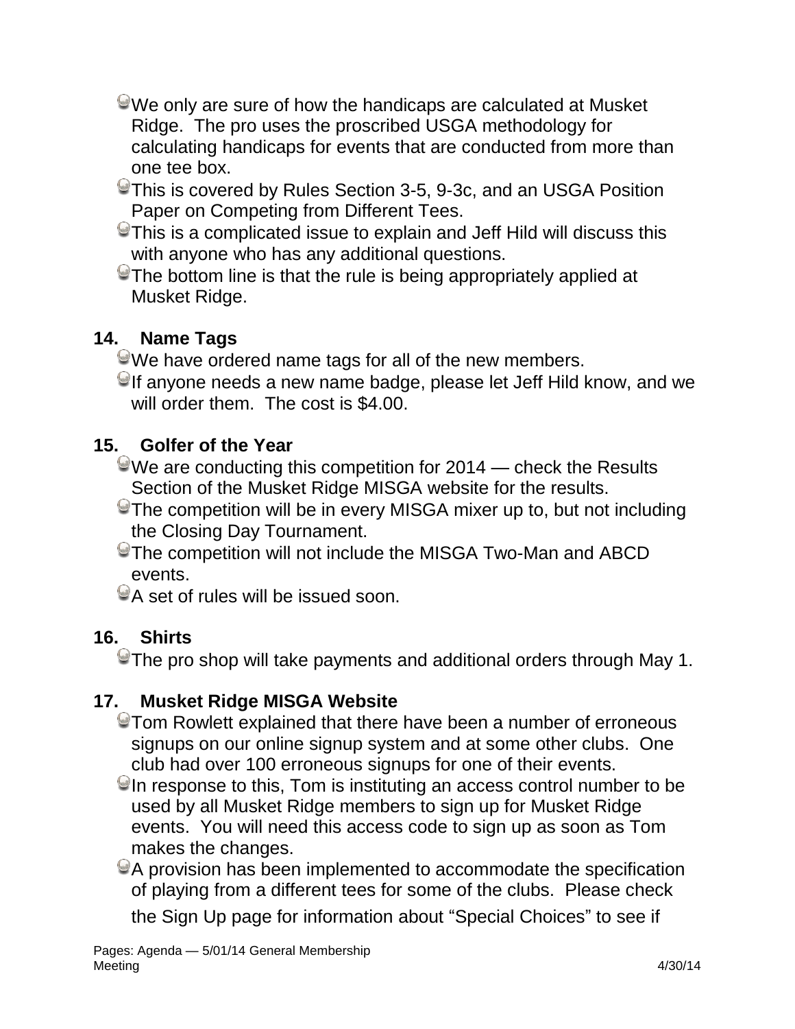- We only are sure of how the handicaps are calculated at Musket Ridge. The pro uses the proscribed USGA methodology for calculating handicaps for events that are conducted from more than one tee box.
- This is covered by Rules Section 3-5, 9-3c, and an USGA Position Paper on Competing from Different Tees.
- This is a complicated issue to explain and Jeff Hild will discuss this with anyone who has any additional questions.
- The bottom line is that the rule is being appropriately applied at Musket Ridge.

## 14. Name Tags

- We have ordered name tags for all of the new members.
- If anyone needs a new name badge, please let Jeff Hild know, and we will order them. The cost is $4.00.

## 15. Golfer of the Year

- We are conducting this competition for 2014 — check the Results Section of the Musket Ridge MISGA website for the results.
- The competition will be in every MISGA mixer up to, but not including the Closing Day Tournament.
- The competition will not include the MISGA Two-Man and ABCD events.
- A set of rules will be issued soon.

## 16. Shirts

- The pro shop will take payments and additional orders through May 1.

## 17. Musket Ridge MISGA Website

- Tom Rowlett explained that there have been a number of erroneous signups on our online signup system and at some other clubs. One club had over 100 erroneous signups for one of their events.
- In response to this, Tom is instituting an access control number to be used by all Musket Ridge members to sign up for Musket Ridge events. You will need this access code to sign up as soon as Tom makes the changes.
- A provision has been implemented to accommodate the specification of playing from a different tees for some of the clubs. Please check the Sign Up page for information about “Special Choices” to see if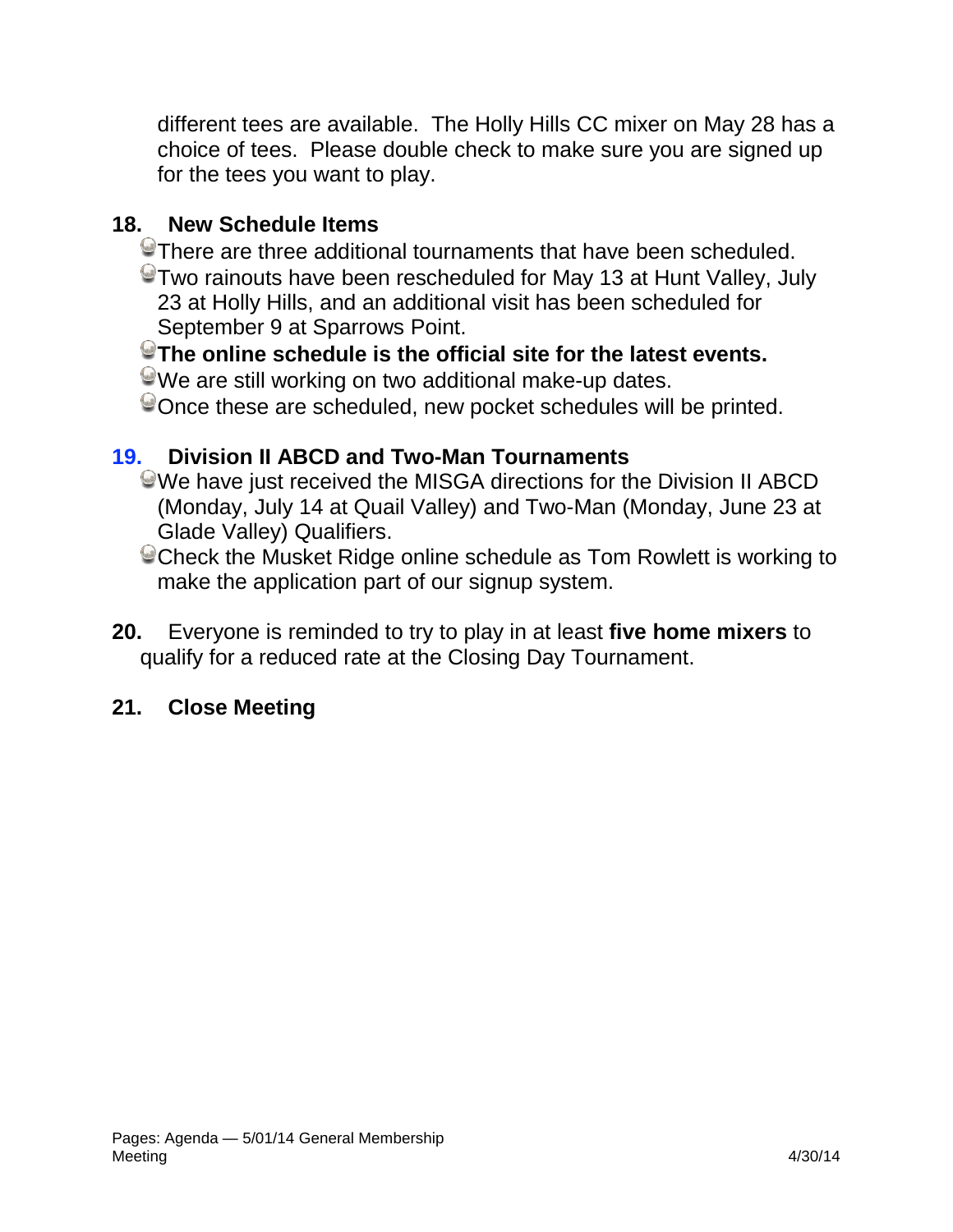different tees are available.  The Holly Hills CC mixer on May 28 has a choice of tees.  Please double check to make sure you are signed up for the tees you want to play.

**18. New Schedule Items**

- There are three additional tournaments that have been scheduled.
- Two rainouts have been rescheduled for May 13 at Hunt Valley, July 23 at Holly Hills, and an additional visit has been scheduled for September 9 at Sparrows Point.
- **The online schedule is the official site for the latest events.**
- We are still working on two additional make-up dates.
- Once these are scheduled, new pocket schedules will be printed.

**19. Division II ABCD and Two-Man Tournaments**

- We have just received the MISGA directions for the Division II ABCD (Monday, July 14 at Quail Valley) and Two-Man (Monday, June 23 at Glade Valley) Qualifiers.
- Check the Musket Ridge online schedule as Tom Rowlett is working to make the application part of our signup system.

**20.** Everyone is reminded to try to play in at least **five home mixers** to qualify for a reduced rate at the Closing Day Tournament.

**21. Close Meeting**